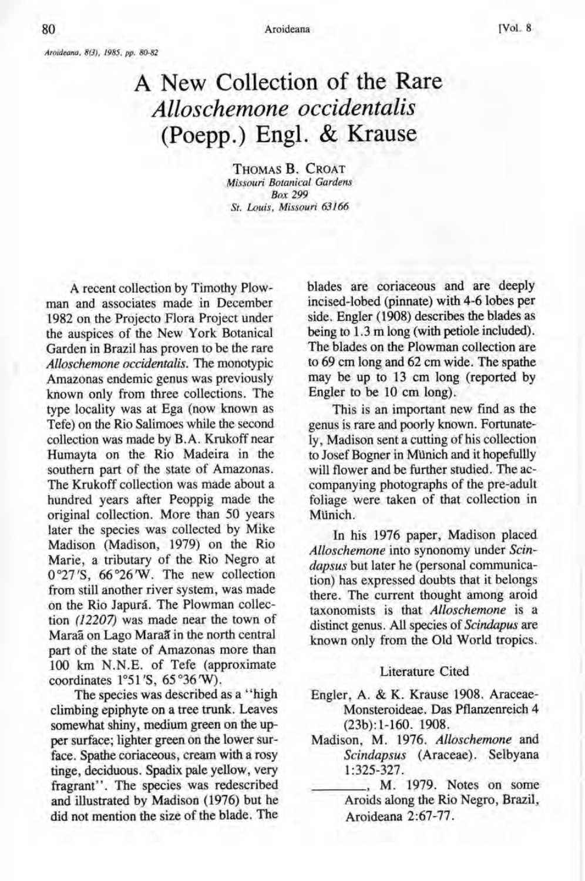# A New Collection of the Rare *Alloschemone occidentalis* (Poepp.) Engl. & Krause

THOMAS B. CROAT
*Missouri Botanical Gardens*
*Box 299*
*St. Louis, Missouri 63166*

A recent collection by Timothy Plowman and associates made in December 1982 on the Projecto Flora Project under the auspices of the New York Botanical Garden in Brazil has proven to be the rare *Alloschemone occidentalis*. The monotypic Amazonas endemic genus was previously known only from three collections. The type locality was at Ega (now known as Tefe) on the Rio Salimoes while the second collection was made by B.A. Krukoff near Humayta on the Rio Madeira in the southern part of the state of Amazonas. The Krukoff collection was made about a hundred years after Peoppig made the original collection. More than 50 years later the species was collected by Mike Madison (Madison, 1979) on the Rio Marie, a tributary of the Rio Negro at 0°27'S, 66°26'W. The new collection from still another river system, was made on the Rio Japurá. The Plowman collection *(12207)* was made near the town of Maraã on Lago Maraã in the north central part of the state of Amazonas more than 100 km N.N.E. of Tefe (approximate coordinates 1°51'S, 65°36'W).

The species was described as a "high climbing epiphyte on a tree trunk. Leaves somewhat shiny, medium green on the upper surface; lighter green on the lower surface. Spathe coriaceous, cream with a rosy tinge, deciduous. Spadix pale yellow, very fragrant". The species was redescribed and illustrated by Madison (1976) but he did not mention the size of the blade. The blades are coriaceous and are deeply incised-lobed (pinnate) with 4-6 lobes per side. Engler (1908) describes the blades as being to 1.3 m long (with petiole included). The blades on the Plowman collection are to 69 cm long and 62 cm wide. The spathe may be up to 13 cm long (reported by Engler to be 10 cm long).

This is an important new find as the genus is rare and poorly known. Fortunately, Madison sent a cutting of his collection to Josef Bogner in Münich and it hopefullly will flower and be further studied. The accompanying photographs of the pre-adult foliage were taken of that collection in Münich.

In his 1976 paper, Madison placed *Alloschemone* into synonomy under *Scindapsus* but later he (personal communication) has expressed doubts that it belongs there. The current thought among aroid taxonomists is that *Alloschemone* is a distinct genus. All species of *Scindapus* are known only from the Old World tropics.

## Literature Cited

Engler, A. & K. Krause 1908. Araceae-Monsteroideae. Das Pflanzenreich 4 (23b):1-160. 1908.

Madison, M. 1976. *Alloschemone* and *Scindapsus* (Araceae). Selbyana 1:325-327.

\_\_\_\_\_\_\_\_, M. 1979. Notes on some Aroids along the Rio Negro, Brazil, Aroideana 2:67-77.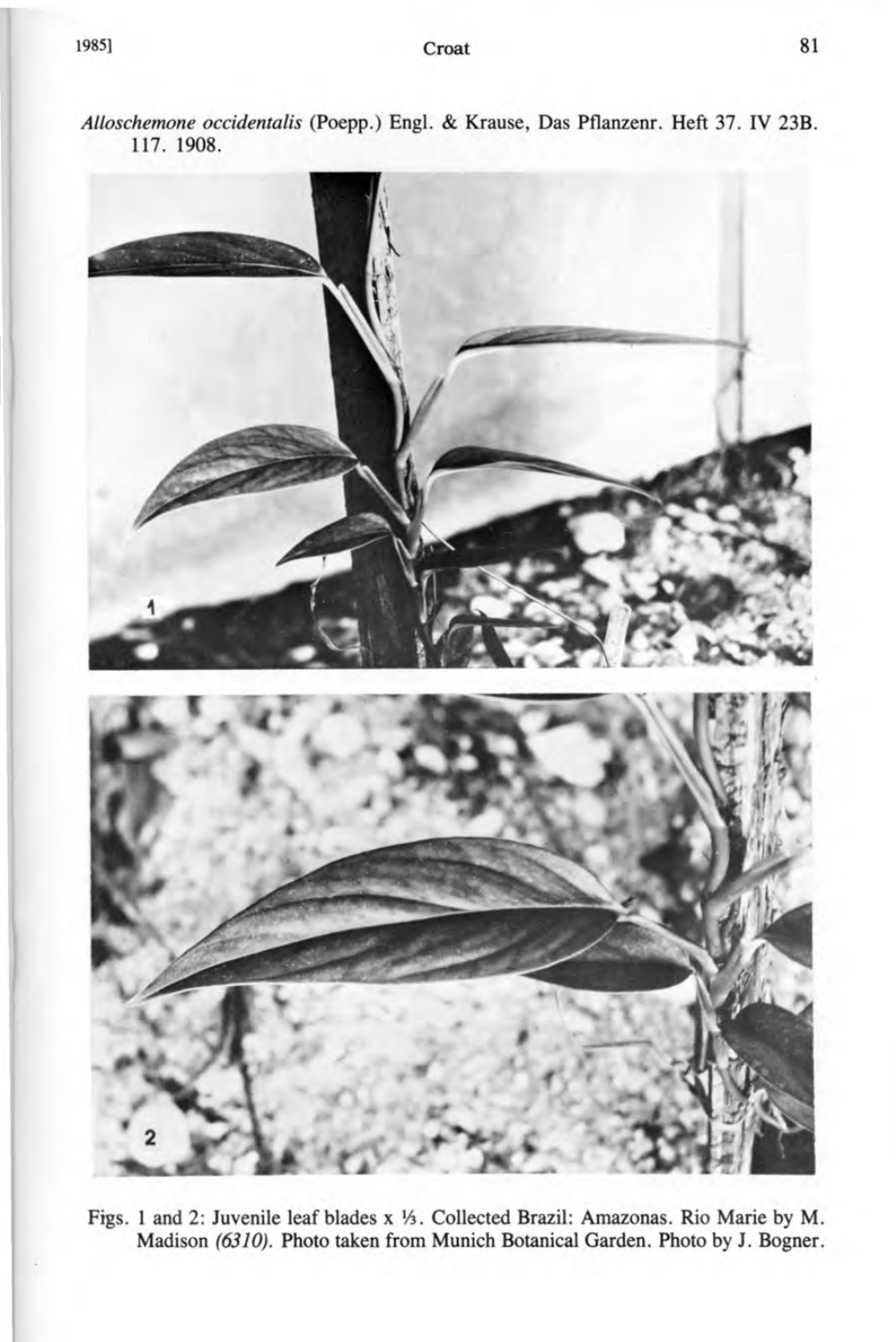*Alloschemone occidentalis* (Poepp.) Engl. & Krause, Das Pflanzenr. Heft 37. IV 23B. 117. 1908.

Figs. 1 and 2: Juvenile leaf blades x ⅓. Collected Brazil: Amazonas. Rio Marie by M. Madison *(6310)*. Photo taken from Munich Botanical Garden. Photo by J. Bogner.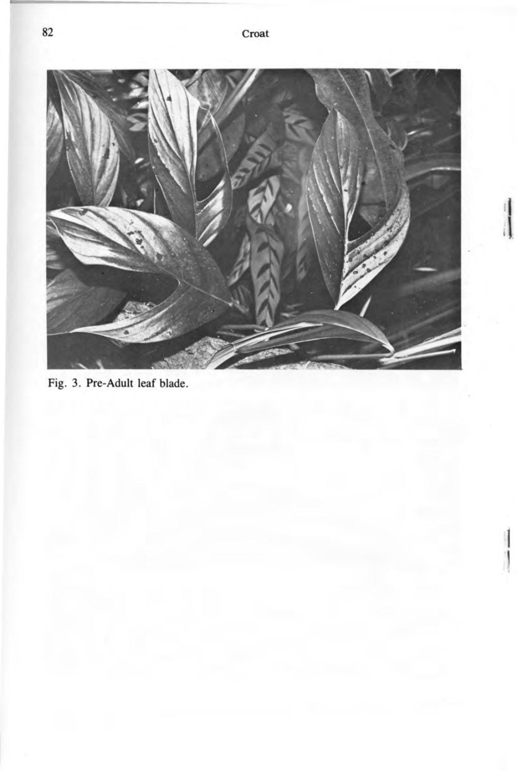Fig. 3. Pre-Adult leaf blade.